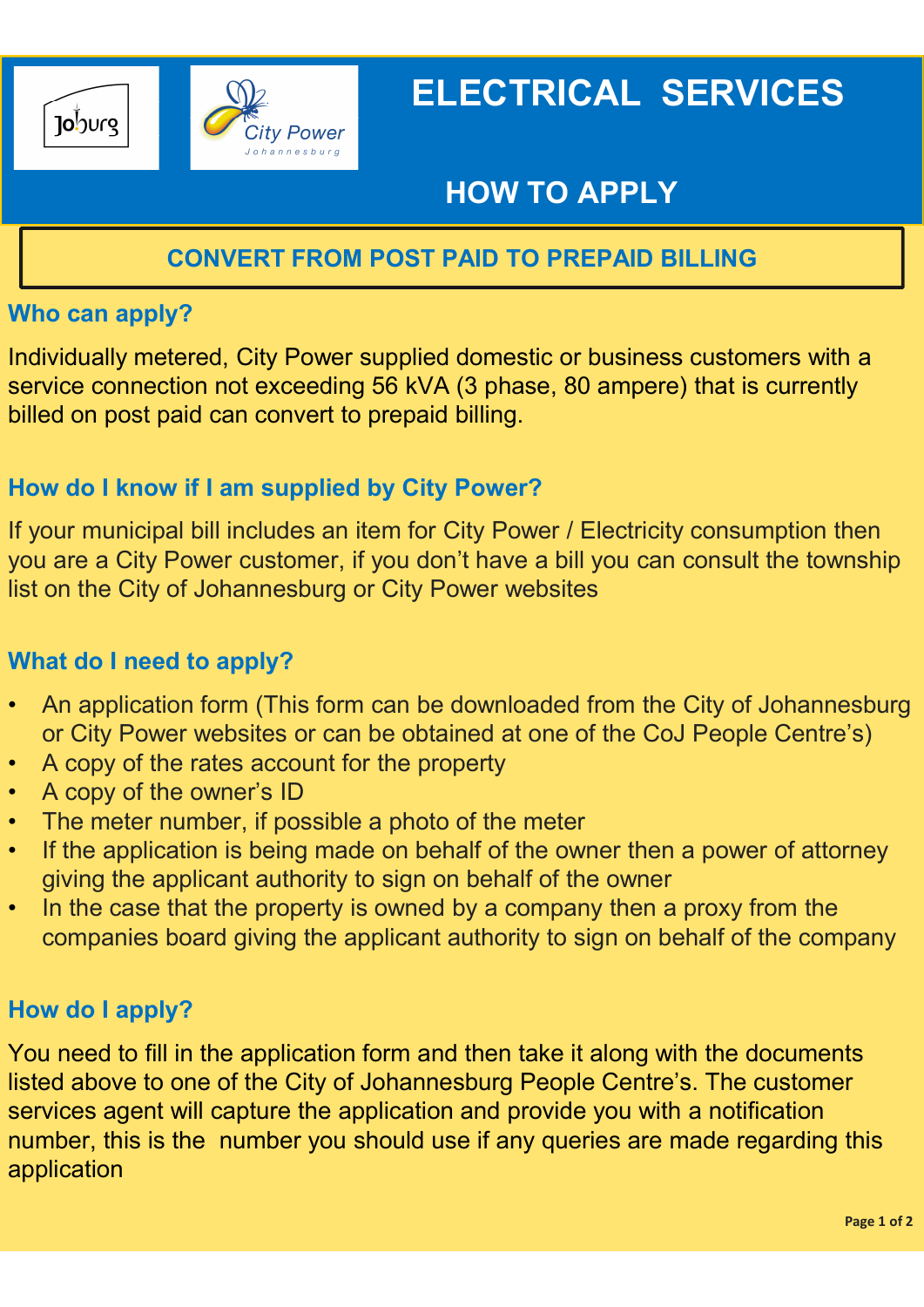# ELECTRICAL SERVICES

## HOW TO APPLY

### CONVERT FROM POST PAID TO PREPAID BILLING

### Who can apply?

Individually metered, City Power supplied domestic or business customers with a service connection not exceeding 56 kVA (3 phase, 80 ampere) that is currently billed on post paid can convert to prepaid billing.

### How do I know if I am supplied by City Power?

If your municipal bill includes an item for City Power / Electricity consumption then you are a City Power customer, if you don't have a bill you can consult the township list on the City of Johannesburg or City Power websites

### What do I need to apply?

- An application form (This form can be downloaded from the City of Johannesburg or City Power websites or can be obtained at one of the CoJ People Centre's)
- A copy of the rates account for the property
- A copy of the owner's ID
- The meter number, if possible a photo of the meter
- If the application is being made on behalf of the owner then a power of attorney giving the applicant authority to sign on behalf of the owner
- In the case that the property is owned by a company then a proxy from the companies board giving the applicant authority to sign on behalf of the company

### How do I apply?

You need to fill in the application form and then take it along with the documents listed above to one of the City of Johannesburg People Centre's. The customer services agent will capture the application and provide you with a notification number, this is the number you should use if any queries are made regarding this application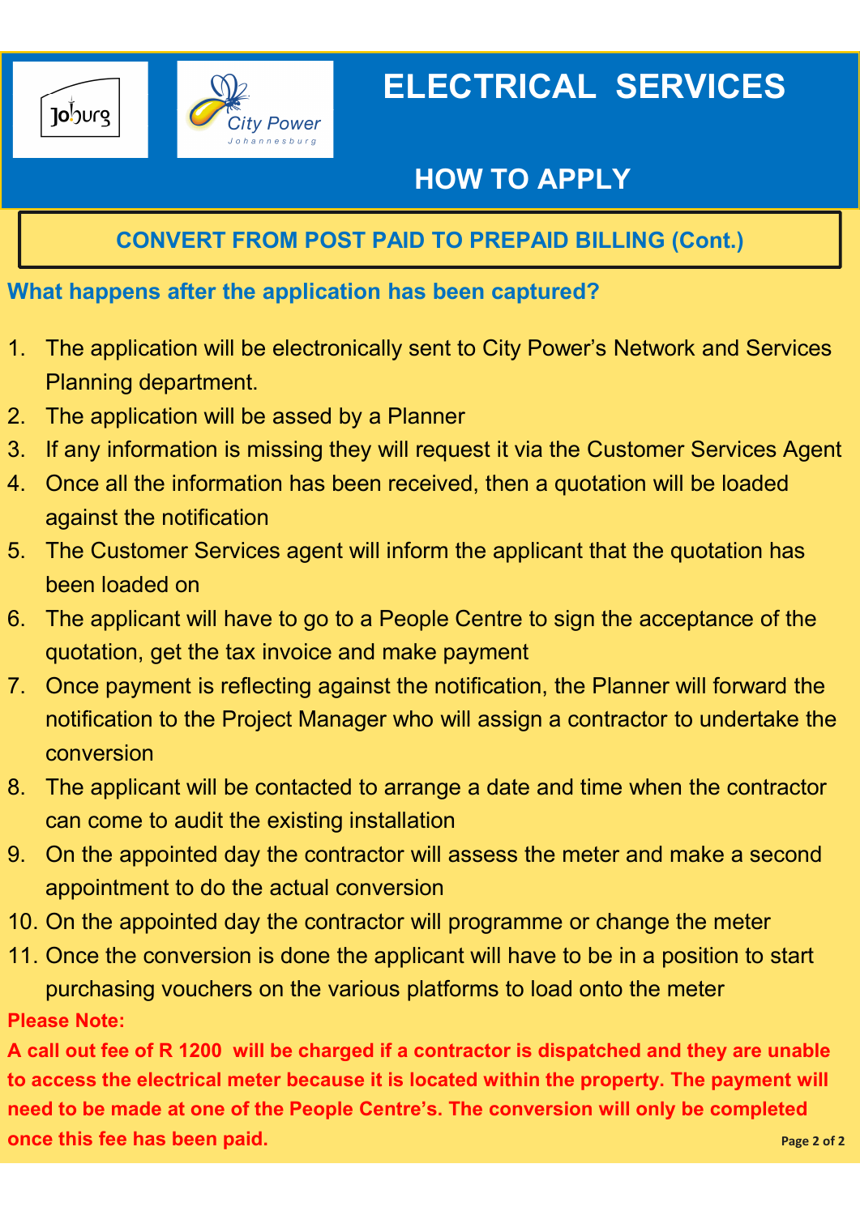# ELECTRICAL SERVICES

## HOW TO APPLY

### CONVERT FROM POST PAID TO PREPAID BILLING (Cont.)

**What happens after the application has been captured?**

1. The application will be electronically sent to City Power's Network and Services Planning department.
2. The application will be assed by a Planner
3. If any information is missing they will request it via the Customer Services Agent
4. Once all the information has been received, then a quotation will be loaded against the notification
5. The Customer Services agent will inform the applicant that the quotation has been loaded on
6. The applicant will have to go to a People Centre to sign the acceptance of the quotation, get the tax invoice and make payment
7. Once payment is reflecting against the notification, the Planner will forward the notification to the Project Manager who will assign a contractor to undertake the conversion
8. The applicant will be contacted to arrange a date and time when the contractor can come to audit the existing installation
9. On the appointed day the contractor will assess the meter and make a second appointment to do the actual conversion
10. On the appointed day the contractor will programme or change the meter
11. Once the conversion is done the applicant will have to be in a position to start purchasing vouchers on the various platforms to load onto the meter

**Please Note:**

**A call out fee of R 1200 will be charged if a contractor is dispatched and they are unable to access the electrical meter because it is located within the property. The payment will need to be made at one of the People Centre's. The conversion will only be completed once this fee has been paid.**